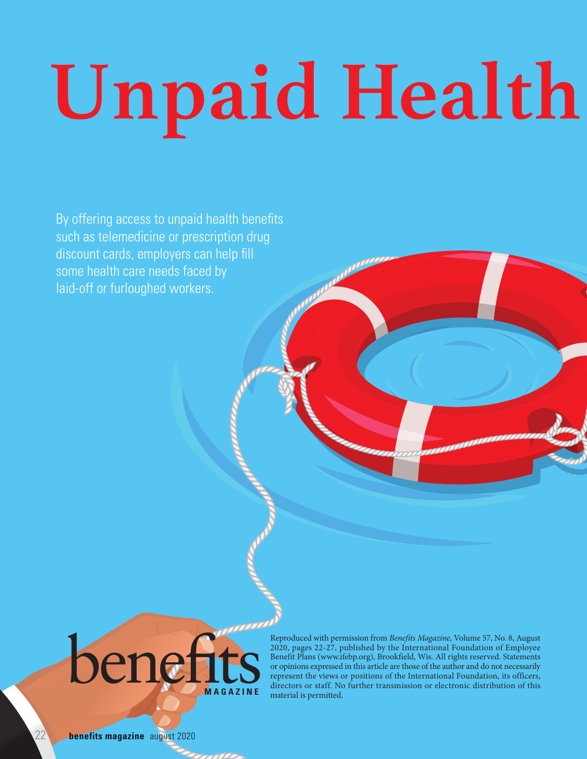# Unpaid Health

By offering access to unpaid health benefits such as telemedicine or prescription drug discount cards, employers can help fill some health care needs faced by laid-off or furloughed workers.

Reproduced with permission from *Benefits Magazine,* Volume 57, No. 8, August 2020, pages 22-27, published by the International Foundation of Employee Benefit Plans (www.ifebp.org), Brookfield, Wis. All rights reserved. Statements or opinions expressed in this article are those of the author and do not necessarily represent the views or positions of the International Foundation, its officers, directors or staff. No further transmission or electronic distribution of this material is permitted.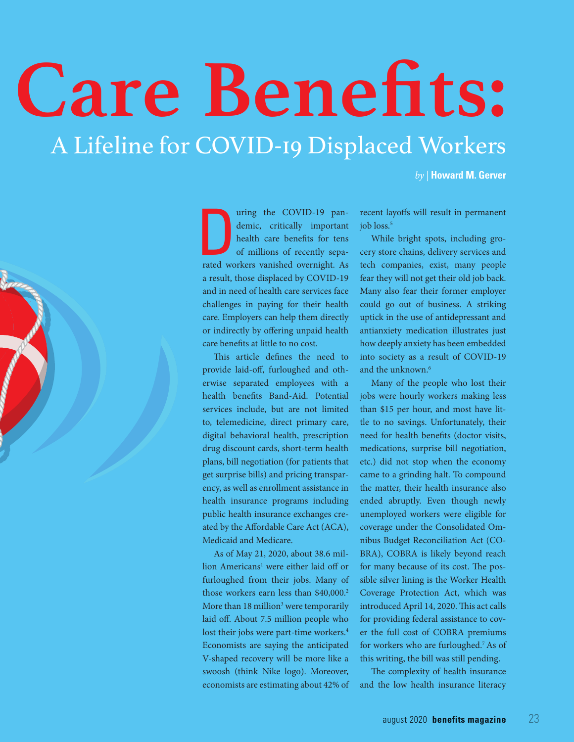# Care Benefits:

## A Lifeline for COVID-19 Displaced Workers

*by* | **Howard M. Gerver**

During the COVID-19 pandemic, critically important health care benefits for tens of millions of recently separated workers vanished overnight. As a result, those displaced by COVID-19 and in need of health care services face challenges in paying for their health care. Employers can help them directly or indirectly by offering unpaid health care benefits at little to no cost.

This article defines the need to provide laid-off, furloughed and otherwise separated employees with a health benefits Band-Aid. Potential services include, but are not limited to, telemedicine, direct primary care, digital behavioral health, prescription drug discount cards, short-term health plans, bill negotiation (for patients that get surprise bills) and pricing transparency, as well as enrollment assistance in health insurance programs including public health insurance exchanges created by the Affordable Care Act (ACA), Medicaid and Medicare.

As of May 21, 2020, about 38.6 million Americans[1] were either laid off or furloughed from their jobs. Many of those workers earn less than $40,000.[2] More than 18 million[3] were temporarily laid off. About 7.5 million people who lost their jobs were part-time workers.[4] Economists are saying the anticipated V-shaped recovery will be more like a swoosh (think Nike logo). Moreover, economists are estimating about 42% of recent layoffs will result in permanent job loss.[5]

While bright spots, including grocery store chains, delivery services and tech companies, exist, many people fear they will not get their old job back. Many also fear their former employer could go out of business. A striking uptick in the use of antidepressant and antianxiety medication illustrates just how deeply anxiety has been embedded into society as a result of COVID-19 and the unknown.[6]

Many of the people who lost their jobs were hourly workers making less than $15 per hour, and most have little to no savings. Unfortunately, their need for health benefits (doctor visits, medications, surprise bill negotiation, etc.) did not stop when the economy came to a grinding halt. To compound the matter, their health insurance also ended abruptly. Even though newly unemployed workers were eligible for coverage under the Consolidated Omnibus Budget Reconciliation Act (COBRA), COBRA is likely beyond reach for many because of its cost. The possible silver lining is the Worker Health Coverage Protection Act, which was introduced April 14, 2020. This act calls for providing federal assistance to cover the full cost of COBRA premiums for workers who are furloughed.[7] As of this writing, the bill was still pending.

The complexity of health insurance and the low health insurance literacy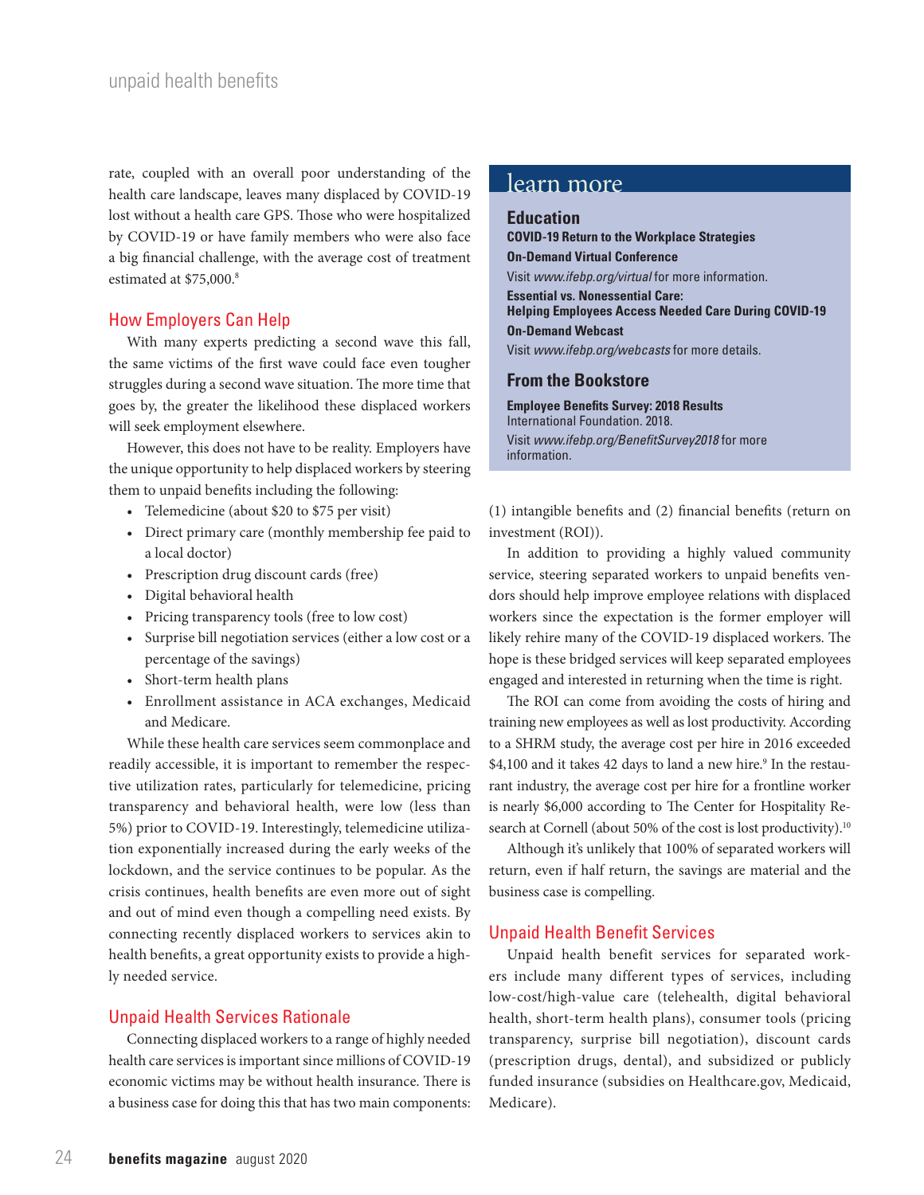rate, coupled with an overall poor understanding of the health care landscape, leaves many displaced by COVID-19 lost without a health care GPS. Those who were hospitalized by COVID-19 or have family members who were also face a big financial challenge, with the average cost of treatment estimated at $75,000.[8]

## How Employers Can Help

With many experts predicting a second wave this fall, the same victims of the first wave could face even tougher struggles during a second wave situation. The more time that goes by, the greater the likelihood these displaced workers will seek employment elsewhere.

However, this does not have to be reality. Employers have the unique opportunity to help displaced workers by steering them to unpaid benefits including the following:

- Telemedicine (about $20 to $75 per visit)
- Direct primary care (monthly membership fee paid to a local doctor)
- Prescription drug discount cards (free)
- Digital behavioral health
- Pricing transparency tools (free to low cost)
- Surprise bill negotiation services (either a low cost or a percentage of the savings)
- Short-term health plans
- Enrollment assistance in ACA exchanges, Medicaid and Medicare.

While these health care services seem commonplace and readily accessible, it is important to remember the respective utilization rates, particularly for telemedicine, pricing transparency and behavioral health, were low (less than 5%) prior to COVID-19. Interestingly, telemedicine utilization exponentially increased during the early weeks of the lockdown, and the service continues to be popular. As the crisis continues, health benefits are even more out of sight and out of mind even though a compelling need exists. By connecting recently displaced workers to services akin to health benefits, a great opportunity exists to provide a highly needed service.

## Unpaid Health Services Rationale

Connecting displaced workers to a range of highly needed health care services is important since millions of COVID-19 economic victims may be without health insurance. There is a business case for doing this that has two main components: (1) intangible benefits and (2) financial benefits (return on investment (ROI)).

In addition to providing a highly valued community service, steering separated workers to unpaid benefits vendors should help improve employee relations with displaced workers since the expectation is the former employer will likely rehire many of the COVID-19 displaced workers. The hope is these bridged services will keep separated employees engaged and interested in returning when the time is right.

The ROI can come from avoiding the costs of hiring and training new employees as well as lost productivity. According to a SHRM study, the average cost per hire in 2016 exceeded $4,100 and it takes 42 days to land a new hire.[9] In the restaurant industry, the average cost per hire for a frontline worker is nearly $6,000 according to The Center for Hospitality Research at Cornell (about 50% of the cost is lost productivity).[10]

Although it's unlikely that 100% of separated workers will return, even if half return, the savings are material and the business case is compelling.

## Unpaid Health Benefit Services

Unpaid health benefit services for separated workers include many different types of services, including low-cost/high-value care (telehealth, digital behavioral health, short-term health plans), consumer tools (pricing transparency, surprise bill negotiation), discount cards (prescription drugs, dental), and subsidized or publicly funded insurance (subsidies on Healthcare.gov, Medicaid, Medicare).

## learn more

### Education

**COVID-19 Return to the Workplace Strategies**
**On-Demand Virtual Conference**
Visit *www.ifebp.org/virtual* for more information.

**Essential vs. Nonessential Care: Helping Employees Access Needed Care During COVID-19**
**On-Demand Webcast**
Visit *www.ifebp.org/webcasts* for more details.

### From the Bookstore

**Employee Benefits Survey: 2018 Results**
International Foundation. 2018.
Visit *www.ifebp.org/BenefitSurvey2018* for more information.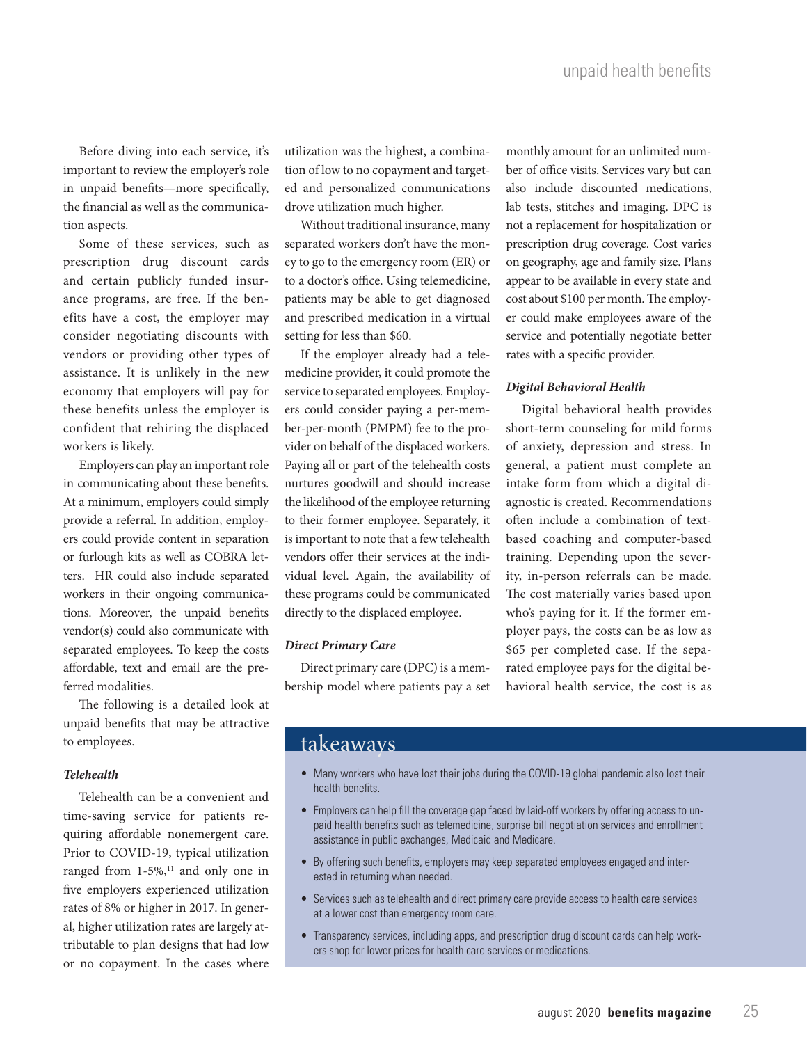Before diving into each service, it's important to review the employer's role in unpaid benefits—more specifically, the financial as well as the communication aspects.

Some of these services, such as prescription drug discount cards and certain publicly funded insurance programs, are free. If the benefits have a cost, the employer may consider negotiating discounts with vendors or providing other types of assistance. It is unlikely in the new economy that employers will pay for these benefits unless the employer is confident that rehiring the displaced workers is likely.

Employers can play an important role in communicating about these benefits. At a minimum, employers could simply provide a referral. In addition, employers could provide content in separation or furlough kits as well as COBRA letters. HR could also include separated workers in their ongoing communications. Moreover, the unpaid benefits vendor(s) could also communicate with separated employees. To keep the costs affordable, text and email are the preferred modalities.

The following is a detailed look at unpaid benefits that may be attractive to employees.

***Telehealth***

Telehealth can be a convenient and time-saving service for patients requiring affordable nonemergent care. Prior to COVID-19, typical utilization ranged from 1-5%,[11] and only one in five employers experienced utilization rates of 8% or higher in 2017. In general, higher utilization rates are largely attributable to plan designs that had low or no copayment. In the cases where utilization was the highest, a combination of low to no copayment and targeted and personalized communications drove utilization much higher.

Without traditional insurance, many separated workers don't have the money to go to the emergency room (ER) or to a doctor's office. Using telemedicine, patients may be able to get diagnosed and prescribed medication in a virtual setting for less than $60.

If the employer already had a telemedicine provider, it could promote the service to separated employees. Employers could consider paying a per-member-per-month (PMPM) fee to the provider on behalf of the displaced workers. Paying all or part of the telehealth costs nurtures goodwill and should increase the likelihood of the employee returning to their former employee. Separately, it is important to note that a few telehealth vendors offer their services at the individual level. Again, the availability of these programs could be communicated directly to the displaced employee.

***Direct Primary Care***

Direct primary care (DPC) is a membership model where patients pay a set monthly amount for an unlimited number of office visits. Services vary but can also include discounted medications, lab tests, stitches and imaging. DPC is not a replacement for hospitalization or prescription drug coverage. Cost varies on geography, age and family size. Plans appear to be available in every state and cost about $100 per month. The employer could make employees aware of the service and potentially negotiate better rates with a specific provider.

***Digital Behavioral Health***

Digital behavioral health provides short-term counseling for mild forms of anxiety, depression and stress. In general, a patient must complete an intake form from which a digital diagnostic is created. Recommendations often include a combination of text-based coaching and computer-based training. Depending upon the severity, in-person referrals can be made. The cost materially varies based upon who's paying for it. If the former employer pays, the costs can be as low as $65 per completed case. If the separated employee pays for the digital behavioral health service, the cost is as

## takeaways

- Many workers who have lost their jobs during the COVID-19 global pandemic also lost their health benefits.
- Employers can help fill the coverage gap faced by laid-off workers by offering access to unpaid health benefits such as telemedicine, surprise bill negotiation services and enrollment assistance in public exchanges, Medicaid and Medicare.
- By offering such benefits, employers may keep separated employees engaged and interested in returning when needed.
- Services such as telehealth and direct primary care provide access to health care services at a lower cost than emergency room care.
- Transparency services, including apps, and prescription drug discount cards can help workers shop for lower prices for health care services or medications.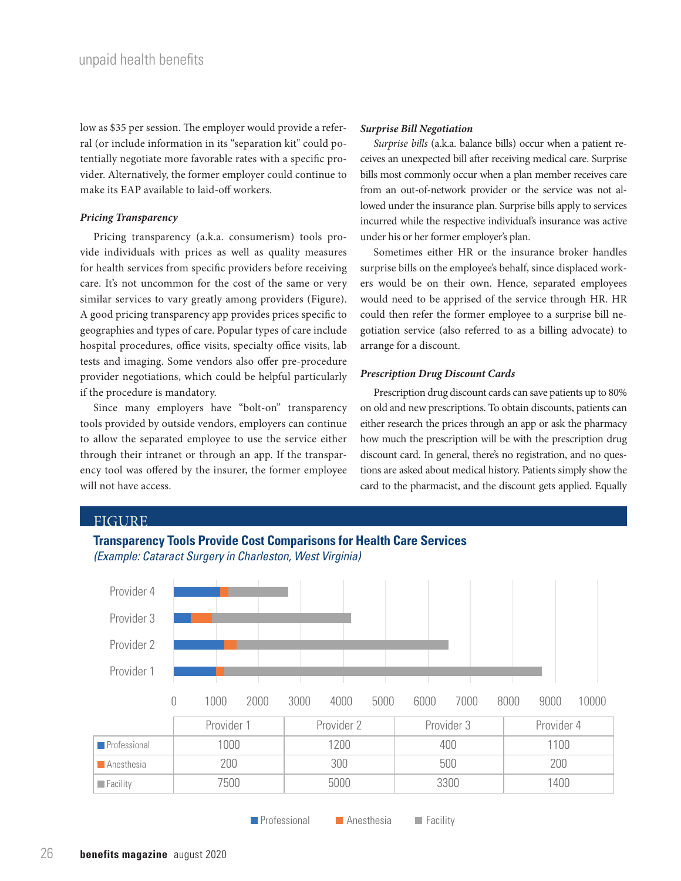low as $35 per session. The employer would provide a referral (or include information in its "separation kit" could potentially negotiate more favorable rates with a specific provider. Alternatively, the former employer could continue to make its EAP available to laid-off workers.

***Pricing Transparency***

Pricing transparency (a.k.a. consumerism) tools provide individuals with prices as well as quality measures for health services from specific providers before receiving care. It's not uncommon for the cost of the same or very similar services to vary greatly among providers (Figure). A good pricing transparency app provides prices specific to geographies and types of care. Popular types of care include hospital procedures, office visits, specialty office visits, lab tests and imaging. Some vendors also offer pre-procedure provider negotiations, which could be helpful particularly if the procedure is mandatory.

Since many employers have "bolt-on" transparency tools provided by outside vendors, employers can continue to allow the separated employee to use the service either through their intranet or through an app. If the transparency tool was offered by the insurer, the former employee will not have access.

***Surprise Bill Negotiation***

*Surprise bills* (a.k.a. balance bills) occur when a patient receives an unexpected bill after receiving medical care. Surprise bills most commonly occur when a plan member receives care from an out-of-network provider or the service was not allowed under the insurance plan. Surprise bills apply to services incurred while the respective individual's insurance was active under his or her former employer's plan.

Sometimes either HR or the insurance broker handles surprise bills on the employee's behalf, since displaced workers would be on their own. Hence, separated employees would need to be apprised of the service through HR. HR could then refer the former employee to a surprise bill negotiation service (also referred to as a billing advocate) to arrange for a discount.

***Prescription Drug Discount Cards***

Prescription drug discount cards can save patients up to 80% on old and new prescriptions. To obtain discounts, patients can either research the prices through an app or ask the pharmacy how much the prescription will be with the prescription drug discount card. In general, there's no registration, and no questions are asked about medical history. Patients simply show the card to the pharmacist, and the discount gets applied. Equally

FIGURE

**Transparency Tools Provide Cost Comparisons for Health Care Services**

*(Example: Cataract Surgery in Charleston, West Virginia)*

| | Provider 1 | Provider 2 | Provider 3 | Provider 4 |
|---|---|---|---|---|
| Professional | 1000 | 1200 | 400 | 1100 |
| Anesthesia | 200 | 300 | 500 | 200 |
| Facility | 7500 | 5000 | 3300 | 1400 |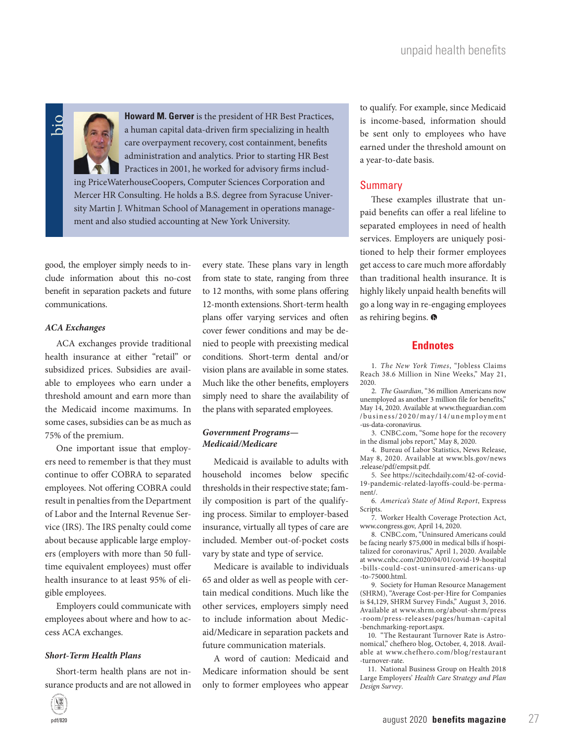**Howard M. Gerver** is the president of HR Best Practices, a human capital data-driven firm specializing in health care overpayment recovery, cost containment, benefits administration and analytics. Prior to starting HR Best Practices in 2001, he worked for advisory firms including PriceWaterhouseCoopers, Computer Sciences Corporation and Mercer HR Consulting. He holds a B.S. degree from Syracuse University Martin J. Whitman School of Management in operations management and also studied accounting at New York University.

good, the employer simply needs to include information about this no-cost benefit in separation packets and future communications.

### *ACA Exchanges*

ACA exchanges provide traditional health insurance at either "retail" or subsidized prices. Subsidies are available to employees who earn under a threshold amount and earn more than the Medicaid income maximums. In some cases, subsidies can be as much as 75% of the premium.

One important issue that employers need to remember is that they must continue to offer COBRA to separated employees. Not offering COBRA could result in penalties from the Department of Labor and the Internal Revenue Service (IRS). The IRS penalty could come about because applicable large employers (employers with more than 50 full-time equivalent employees) must offer health insurance to at least 95% of eligible employees.

Employers could communicate with employees about where and how to access ACA exchanges.

### *Short-Term Health Plans*

Short-term health plans are not insurance products and are not allowed in every state. These plans vary in length from state to state, ranging from three to 12 months, with some plans offering 12-month extensions. Short-term health plans offer varying services and often cover fewer conditions and may be denied to people with preexisting medical conditions. Short-term dental and/or vision plans are available in some states. Much like the other benefits, employers simply need to share the availability of the plans with separated employees.

### *Government Programs—Medicaid/Medicare*

Medicaid is available to adults with household incomes below specific thresholds in their respective state; family composition is part of the qualifying process. Similar to employer-based insurance, virtually all types of care are included. Member out-of-pocket costs vary by state and type of service.

Medicare is available to individuals 65 and older as well as people with certain medical conditions. Much like the other services, employers simply need to include information about Medicaid/Medicare in separation packets and future communication materials.

A word of caution: Medicaid and Medicare information should be sent only to former employees who appear to qualify. For example, since Medicaid is income-based, information should be sent only to employees who have earned under the threshold amount on a year-to-date basis.

## Summary

These examples illustrate that unpaid benefits can offer a real lifeline to separated employees in need of health services. Employers are uniquely positioned to help their former employees get access to care much more affordably than traditional health insurance. It is highly likely unpaid health benefits will go a long way in re-engaging employees as rehiring begins.

## Endnotes

1. *The New York Times*, "Jobless Claims Reach 38.6 Million in Nine Weeks," May 21, 2020.
2. *The Guardian*, "36 million Americans now unemployed as another 3 million file for benefits," May 14, 2020. Available at www.theguardian.com/business/2020/may/14/unemployment-us-data-coronavirus.
3. CNBC.com, "Some hope for the recovery in the dismal jobs report," May 8, 2020.
4. Bureau of Labor Statistics, News Release, May 8, 2020. Available at www.bls.gov/news.release/pdf/empsit.pdf.
5. See https://scitechdaily.com/42-of-covid-19-pandemic-related-layoffs-could-be-permanent/.
6. *America's State of Mind Report*, Express Scripts.
7. Worker Health Coverage Protection Act, www.congress.gov, April 14, 2020.
8. CNBC.com, "Uninsured Americans could be facing nearly $75,000 in medical bills if hospitalized for coronavirus," April 1, 2020. Available at www.cnbc.com/2020/04/01/covid-19-hospital-bills-could-cost-uninsured-americans-up-to-75000.html.
9. Society for Human Resource Management (SHRM), "Average Cost-per-Hire for Companies is $4,129, SHRM Survey Finds," August 3, 2016. Available at www.shrm.org/about-shrm/press-room/press-releases/pages/human-capital-benchmarking-report.aspx.
10. "The Restaurant Turnover Rate is Astronomical," chefhero blog, October, 4, 2018. Available at www.chefhero.com/blog/restaurant-turnover-rate.
11. National Business Group on Health 2018 Large Employers' *Health Care Strategy and Plan Design Survey*.